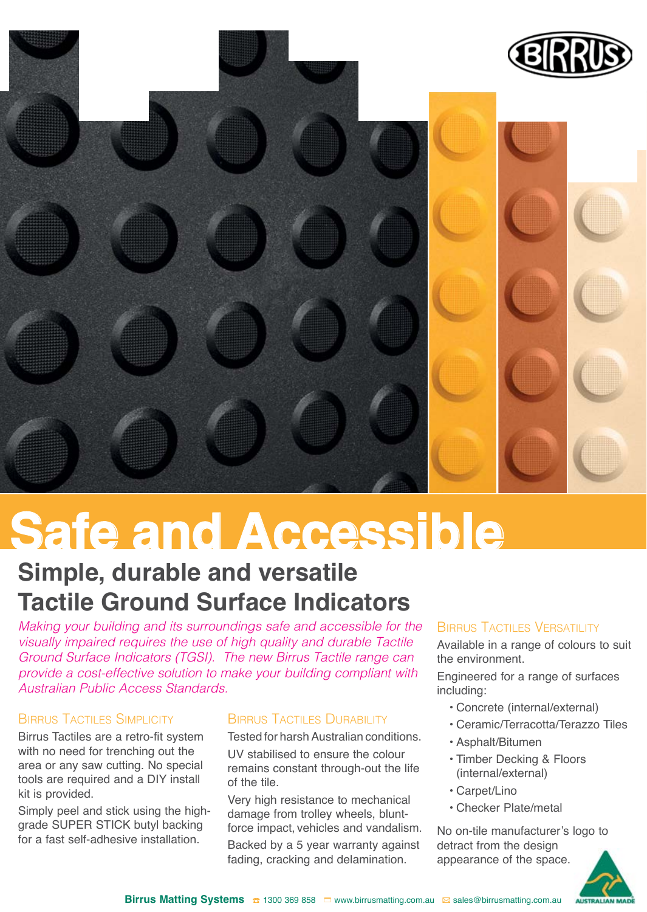# Safe and Accessible

## Simple, durable and versatile Tactile Ground Surface Indicators

*Making your building and its surroundings safe and accessible for the visually impaired requires the use of high quality and durable Tactile Ground Surface Indicators (TGSI). The new Birrus Tactile range can provide a cost-effective solution to make your building compliant with Australian Public Access Standards.*

### Birrus Tactiles Simplicity

Birrus Tactiles are a retro-fit system with no need for trenching out the area or any saw cutting. No special tools are required and a DIY install kit is provided.

Simply peel and stick using the high-grade SUPER STICK butyl backing for a fast self-adhesive installation.

### Birrus Tactiles Durability

Tested for harsh Australian conditions.

UV stabilised to ensure the colour remains constant through-out the life of the tile.

Very high resistance to mechanical damage from trolley wheels, blunt-force impact, vehicles and vandalism.

Backed by a 5 year warranty against fading, cracking and delamination.

### Birrus Tactiles Versatility

Available in a range of colours to suit the environment.

Engineered for a range of surfaces including:

- Concrete (internal/external)
- Ceramic/Terracotta/Terazzo Tiles
- Asphalt/Bitumen
- Timber Decking & Floors (internal/external)
- Carpet/Lino
- Checker Plate/metal

No on-tile manufacturer's logo to detract from the design appearance of the space.

**Birrus Matting Systems** 1300 369 858 www.birrusmatting.com.au sales@birrusmatting.com.au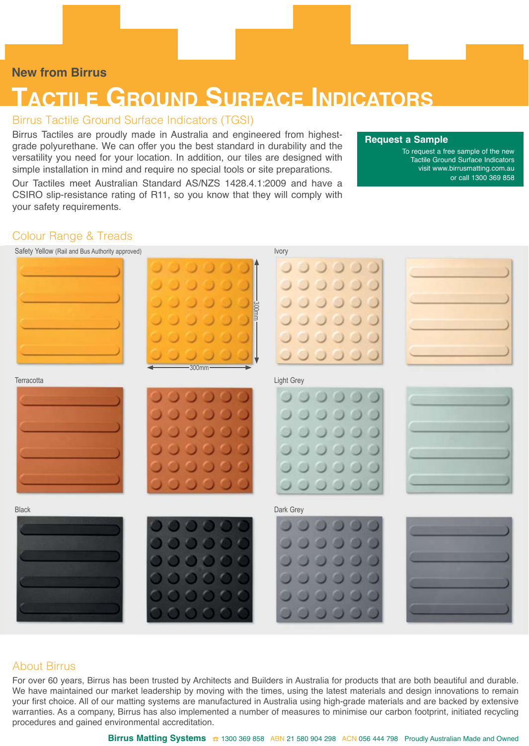New from Birrus

# Tactile Ground Surface Indicators

## Birrus Tactile Ground Surface Indicators (TGSI)

Birrus Tactiles are proudly made in Australia and engineered from highest-grade polyurethane. We can offer you the best standard in durability and the versatility you need for your location. In addition, our tiles are designed with simple installation in mind and require no special tools or site preparations.

Our Tactiles meet Australian Standard AS/NZS 1428.4.1:2009 and have a CSIRO slip-resistance rating of R11, so you know that they will comply with your safety requirements.

**Request a Sample**

To request a free sample of the new Tactile Ground Surface Indicators visit www.birrusmatting.com.au or call 1300 369 858

## Colour Range & Treads

Safety Yellow (Rail and Bus Authority approved)

300mm

300mm

Ivory

Terracotta

Light Grey

Black

Dark Grey

## About Birrus

For over 60 years, Birrus has been trusted by Architects and Builders in Australia for products that are both beautiful and durable. We have maintained our market leadership by moving with the times, using the latest materials and design innovations to remain your first choice. All of our matting systems are manufactured in Australia using high-grade materials and are backed by extensive warranties. As a company, Birrus has also implemented a number of measures to minimise our carbon footprint, initiated recycling procedures and gained environmental accreditation.

**Birrus Matting Systems** ☎ 1300 369 858 ABN 21 580 904 298 ACN 056 444 798 Proudly Australian Made and Owned